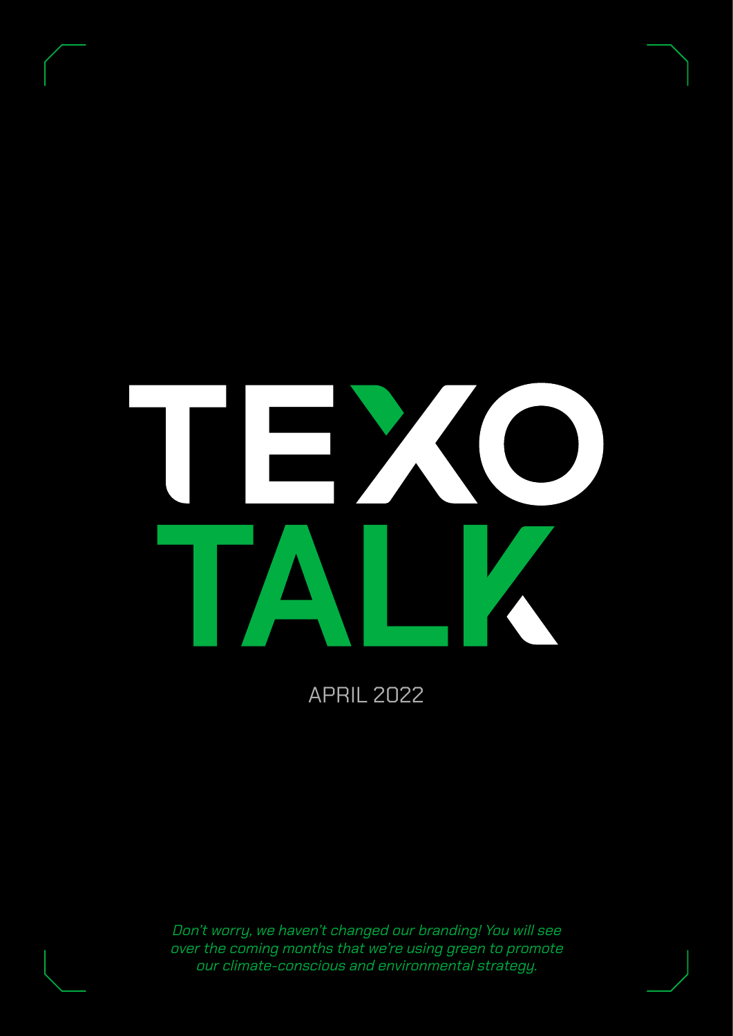# TEXO TALK

APRIL 2022

*Don't worry, we haven't changed our branding! You will see over the coming months that we're using green to promote our climate-conscious and environmental strategy.*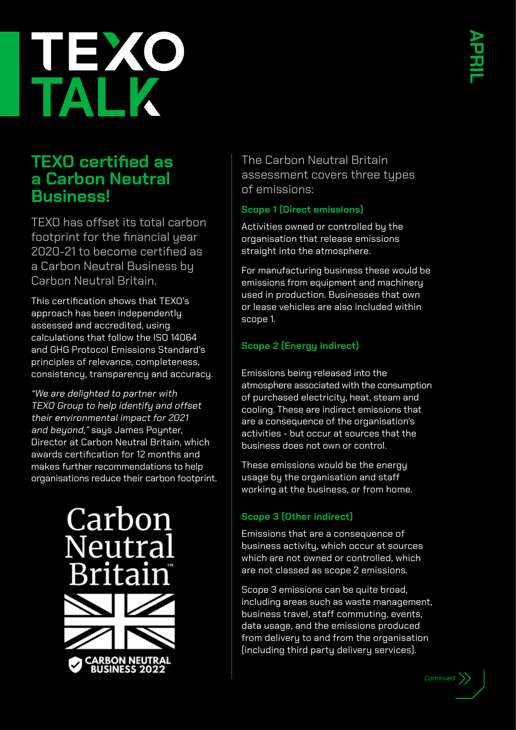# TEXO TALK

APRIL

## TEXO certified as a Carbon Neutral Business!

TEXO has offset its total carbon footprint for the financial year 2020-21 to become certified as a Carbon Neutral Business by Carbon Neutral Britain.

This certification shows that TEXO's approach has been independently assessed and accredited, using calculations that follow the ISO 14064 and GHG Protocol Emissions Standard's principles of relevance, completeness, consistency, transparency and accuracy.

*"We are delighted to partner with TEXO Group to help identify and offset their environmental impact for 2021 and beyond,"* says James Poynter, Director at Carbon Neutral Britain, which awards certification for 12 months and makes further recommendations to help organisations reduce their carbon footprint.

Carbon Neutral Britain™

CARBON NEUTRAL BUSINESS 2022

The Carbon Neutral Britain assessment covers three types of emissions:

### Scope 1 (Direct emissions)

Activities owned or controlled by the organisation that release emissions straight into the atmosphere.

For manufacturing business these would be emissions from equipment and machinery used in production. Businesses that own or lease vehicles are also included within scope 1.

### Scope 2 (Energy indirect)

Emissions being released into the atmosphere associated with the consumption of purchased electricity, heat, steam and cooling. These are indirect emissions that are a consequence of the organisation's activities - but occur at sources that the business does not own or control.

These emissions would be the energy usage by the organisation and staff working at the business, or from home.

### Scope 3 (Other indirect)

Emissions that are a consequence of business activity, which occur at sources which are not owned or controlled, which are not classed as scope 2 emissions.

Scope 3 emissions can be quite broad, including areas such as waste management, business travel, staff commuting, events, data usage, and the emissions produced from delivery to and from the organisation (including third party delivery services).

*Continued*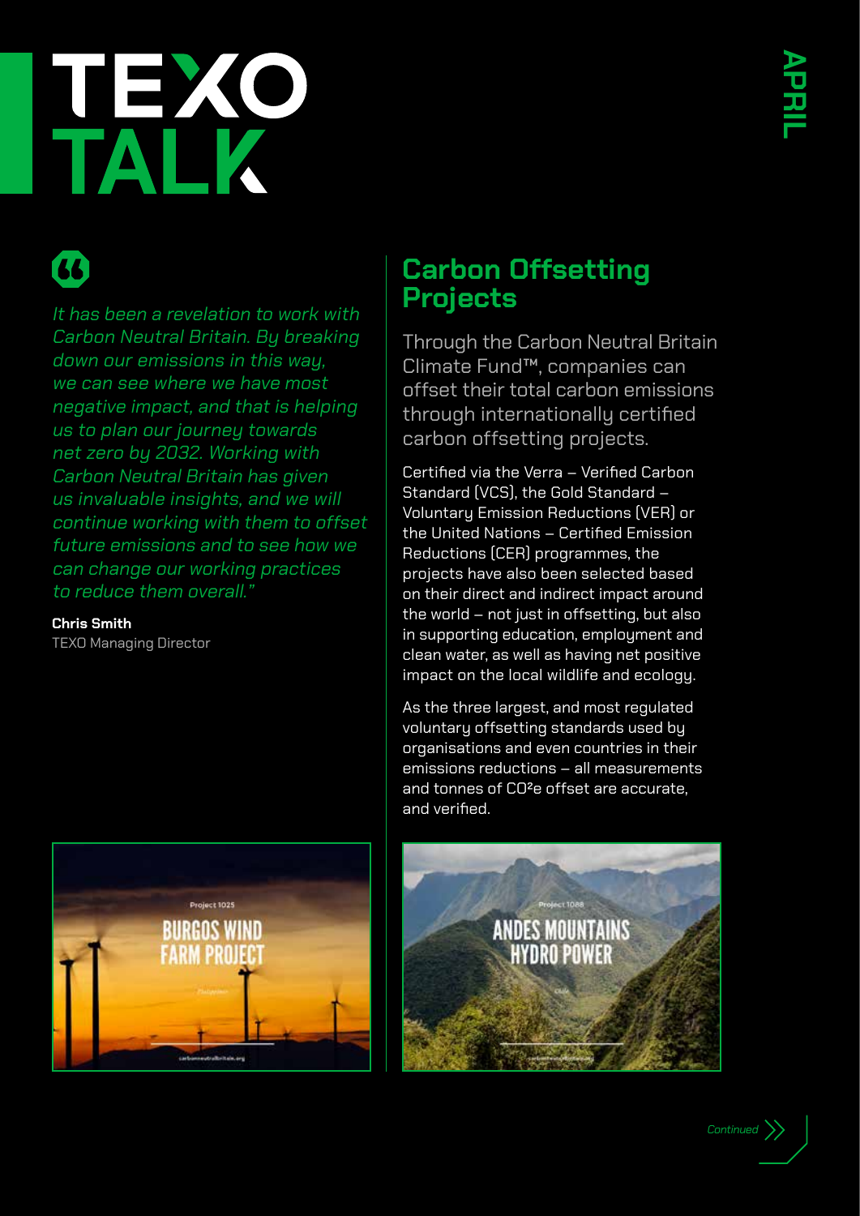# TEXO TALK

APRIL

*It has been a revelation to work with Carbon Neutral Britain. By breaking down our emissions in this way, we can see where we have most negative impact, and that is helping us to plan our journey towards net zero by 2032. Working with Carbon Neutral Britain has given us invaluable insights, and we will continue working with them to offset future emissions and to see how we can change our working practices to reduce them overall."*

**Chris Smith**
TEXO Managing Director

## Carbon Offsetting Projects

Through the Carbon Neutral Britain Climate Fund™, companies can offset their total carbon emissions through internationally certified carbon offsetting projects.

Certified via the Verra – Verified Carbon Standard (VCS), the Gold Standard – Voluntary Emission Reductions (VER) or the United Nations – Certified Emission Reductions (CER) programmes, the projects have also been selected based on their direct and indirect impact around the world – not just in offsetting, but also in supporting education, employment and clean water, as well as having net positive impact on the local wildlife and ecology.

As the three largest, and most regulated voluntary offsetting standards used by organisations and even countries in their emissions reductions – all measurements and tonnes of $CO^2e$ offset are accurate, and verified.

Project 1025
BURGOS WIND FARM PROJECT

Project 1088
ANDES MOUNTAINS HYDRO POWER

*Continued*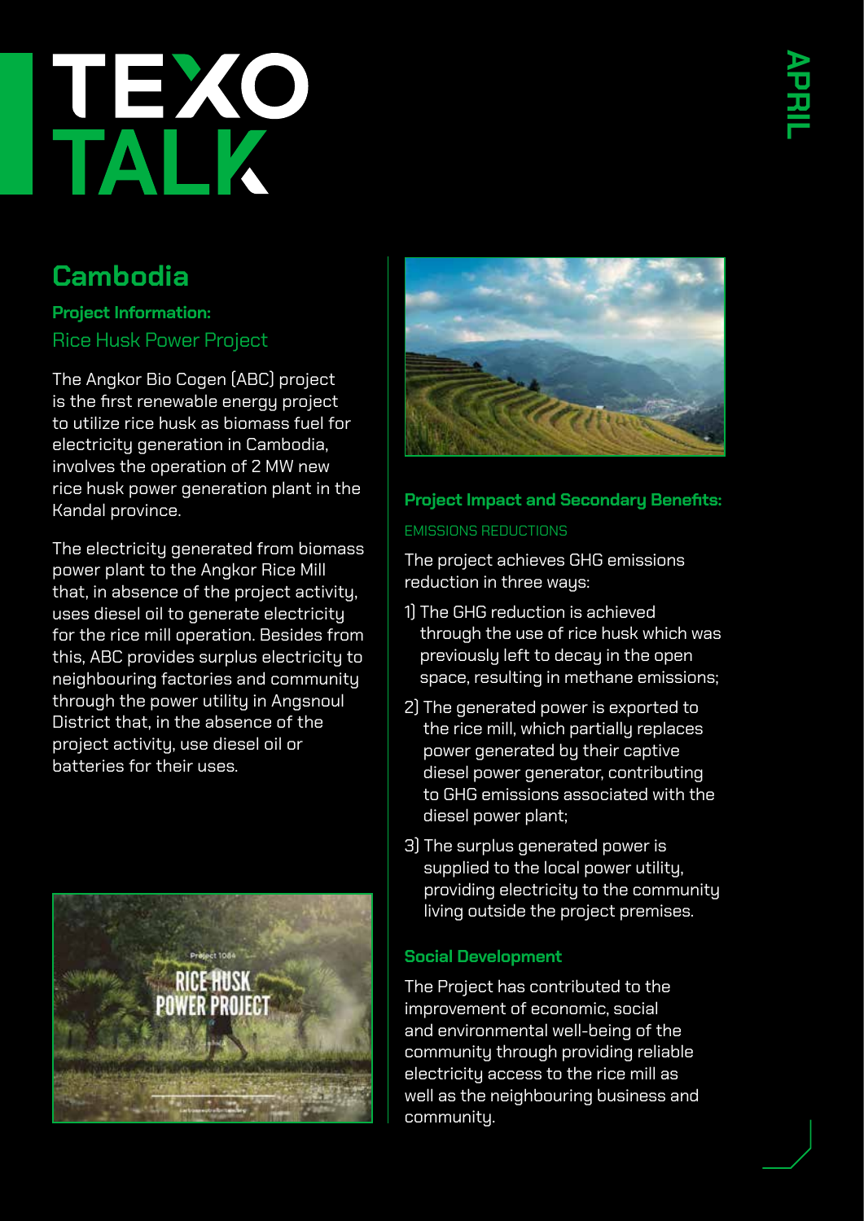# TEXO TALK

APRIL

## Cambodia

**Project Information:**

Rice Husk Power Project

The Angkor Bio Cogen (ABC) project is the first renewable energy project to utilize rice husk as biomass fuel for electricity generation in Cambodia, involves the operation of 2 MW new rice husk power generation plant in the Kandal province.

The electricity generated from biomass power plant to the Angkor Rice Mill that, in absence of the project activity, uses diesel oil to generate electricity for the rice mill operation. Besides from this, ABC provides surplus electricity to neighbouring factories and community through the power utility in Angsnoul District that, in the absence of the project activity, use diesel oil or batteries for their uses.

**Project Impact and Secondary Benefits:**

EMISSIONS REDUCTIONS

The project achieves GHG emissions reduction in three ways:

1) The GHG reduction is achieved through the use of rice husk which was previously left to decay in the open space, resulting in methane emissions;
2) The generated power is exported to the rice mill, which partially replaces power generated by their captive diesel power generator, contributing to GHG emissions associated with the diesel power plant;
3) The surplus generated power is supplied to the local power utility, providing electricity to the community living outside the project premises.

**Social Development**

The Project has contributed to the improvement of economic, social and environmental well-being of the community through providing reliable electricity access to the rice mill as well as the neighbouring business and community.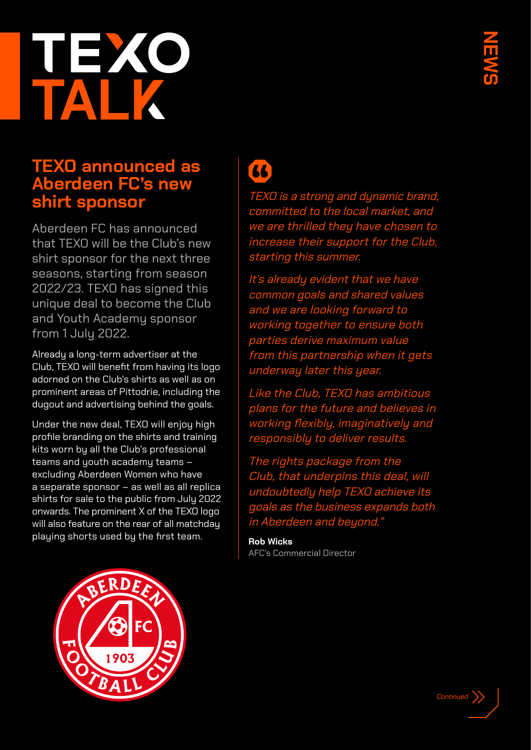# TEXO TALK

NEWS

## TEXO announced as Aberdeen FC's new shirt sponsor

Aberdeen FC has announced that TEXO will be the Club's new shirt sponsor for the next three seasons, starting from season 2022/23. TEXO has signed this unique deal to become the Club and Youth Academy sponsor from 1 July 2022.

Already a long-term advertiser at the Club, TEXO will benefit from having its logo adorned on the Club's shirts as well as on prominent areas of Pittodrie, including the dugout and advertising behind the goals.

Under the new deal, TEXO will enjoy high profile branding on the shirts and training kits worn by all the Club's professional teams and youth academy teams – excluding Aberdeen Women who have a separate sponsor – as well as all replica shirts for sale to the public from July 2022 onwards. The prominent X of the TEXO logo will also feature on the rear of all matchday playing shorts used by the first team.

*TEXO is a strong and dynamic brand, committed to the local market, and we are thrilled they have chosen to increase their support for the Club, starting this summer.*

*It's already evident that we have common goals and shared values and we are looking forward to working together to ensure both parties derive maximum value from this partnership when it gets underway later this year.*

*Like the Club, TEXO has ambitious plans for the future and believes in working flexibly, imaginatively and responsibly to deliver results.*

*The rights package from the Club, that underpins this deal, will undoubtedly help TEXO achieve its goals as the business expands both in Aberdeen and beyond."*

**Rob Wicks**
AFC's Commercial Director

ABERDEEN FC FOOTBALL CLUB 1903

*Continued*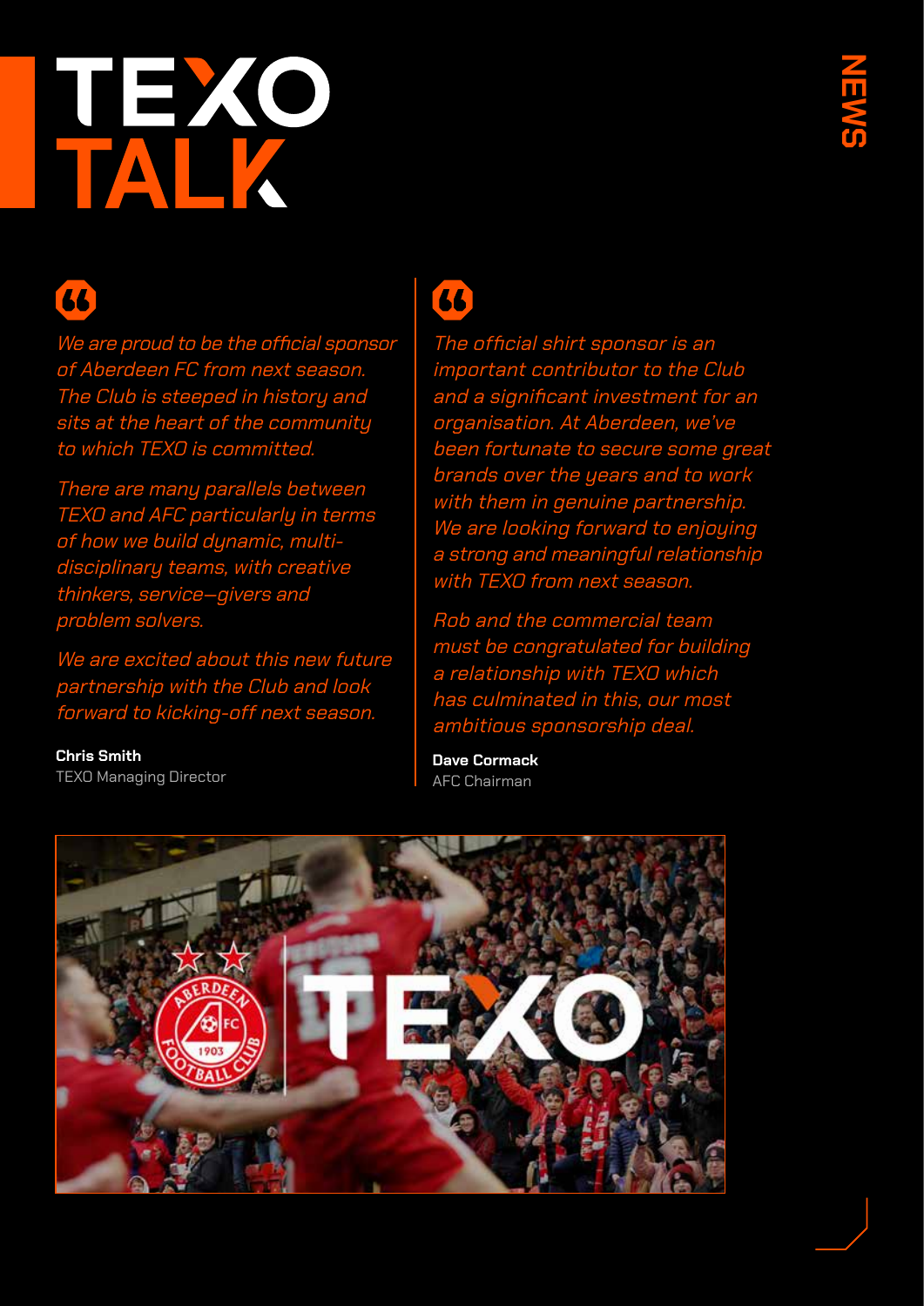# TEXO TALK

NEWS

*We are proud to be the official sponsor of Aberdeen FC from next season. The Club is steeped in history and sits at the heart of the community to which TEXO is committed.*

*There are many parallels between TEXO and AFC particularly in terms of how we build dynamic, multi-disciplinary teams, with creative thinkers, service–givers and problem solvers.*

*We are excited about this new future partnership with the Club and look forward to kicking-off next season.*

**Chris Smith**
TEXO Managing Director

*The official shirt sponsor is an important contributor to the Club and a significant investment for an organisation. At Aberdeen, we've been fortunate to secure some great brands over the years and to work with them in genuine partnership. We are looking forward to enjoying a strong and meaningful relationship with TEXO from next season.*

*Rob and the commercial team must be congratulated for building a relationship with TEXO which has culminated in this, our most ambitious sponsorship deal.*

**Dave Cormack**
AFC Chairman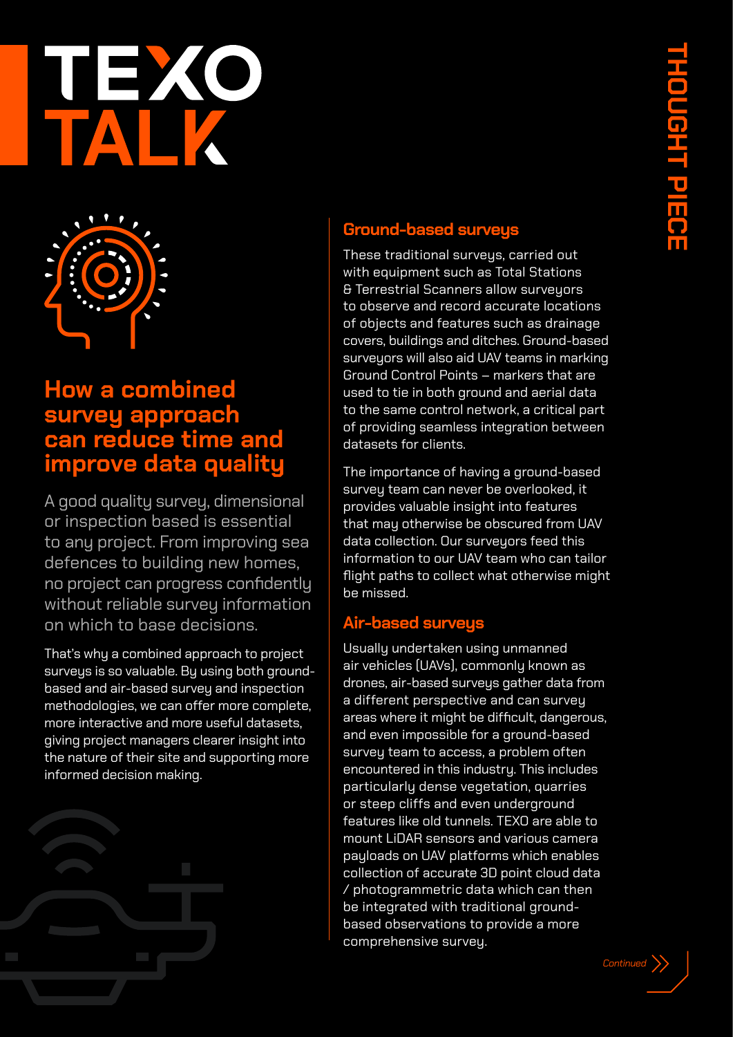# TEXO TALK

THOUGHT PIECE

## How a combined survey approach can reduce time and improve data quality

A good quality survey, dimensional or inspection based is essential to any project. From improving sea defences to building new homes, no project can progress confidently without reliable survey information on which to base decisions.

That's why a combined approach to project surveys is so valuable. By using both ground-based and air-based survey and inspection methodologies, we can offer more complete, more interactive and more useful datasets, giving project managers clearer insight into the nature of their site and supporting more informed decision making.

### Ground-based surveys

These traditional surveys, carried out with equipment such as Total Stations & Terrestrial Scanners allow surveyors to observe and record accurate locations of objects and features such as drainage covers, buildings and ditches. Ground-based surveyors will also aid UAV teams in marking Ground Control Points – markers that are used to tie in both ground and aerial data to the same control network, a critical part of providing seamless integration between datasets for clients.

The importance of having a ground-based survey team can never be overlooked, it provides valuable insight into features that may otherwise be obscured from UAV data collection. Our surveyors feed this information to our UAV team who can tailor flight paths to collect what otherwise might be missed.

### Air-based surveys

Usually undertaken using unmanned air vehicles (UAVs), commonly known as drones, air-based surveys gather data from a different perspective and can survey areas where it might be difficult, dangerous, and even impossible for a ground-based survey team to access, a problem often encountered in this industry. This includes particularly dense vegetation, quarries or steep cliffs and even underground features like old tunnels. TEXO are able to mount LiDAR sensors and various camera payloads on UAV platforms which enables collection of accurate 3D point cloud data / photogrammetric data which can then be integrated with traditional ground-based observations to provide a more comprehensive survey.

*Continued*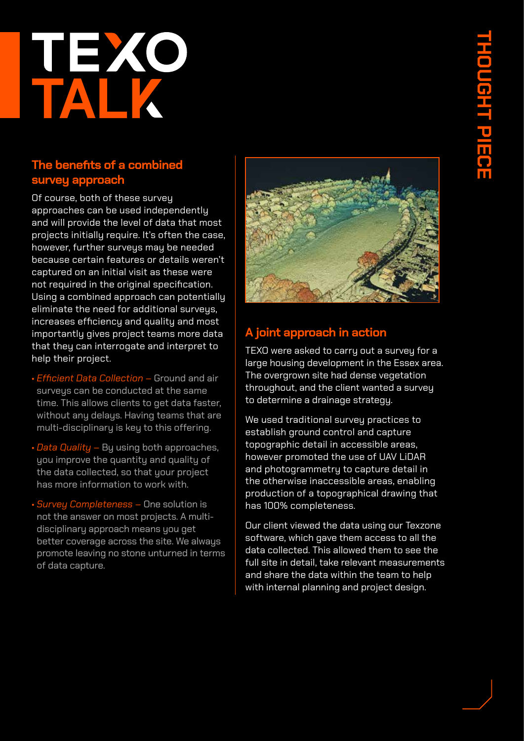# TEXO TALK

## The benefits of a combined survey approach

Of course, both of these survey approaches can be used independently and will provide the level of data that most projects initially require. It's often the case, however, further surveys may be needed because certain features or details weren't captured on an initial visit as these were not required in the original specification. Using a combined approach can potentially eliminate the need for additional surveys, increases efficiency and quality and most importantly gives project teams more data that they can interrogate and interpret to help their project.

- *Efficient Data Collection* – Ground and air surveys can be conducted at the same time. This allows clients to get data faster, without any delays. Having teams that are multi-disciplinary is key to this offering.
- *Data Quality* – By using both approaches, you improve the quantity and quality of the data collected, so that your project has more information to work with.
- *Survey Completeness* – One solution is not the answer on most projects. A multi-disciplinary approach means you get better coverage across the site. We always promote leaving no stone unturned in terms of data capture.

## A joint approach in action

TEXO were asked to carry out a survey for a large housing development in the Essex area. The overgrown site had dense vegetation throughout, and the client wanted a survey to determine a drainage strategy.

We used traditional survey practices to establish ground control and capture topographic detail in accessible areas, however promoted the use of UAV LiDAR and photogrammetry to capture detail in the otherwise inaccessible areas, enabling production of a topographical drawing that has 100% completeness.

Our client viewed the data using our Texzone software, which gave them access to all the data collected. This allowed them to see the full site in detail, take relevant measurements and share the data within the team to help with internal planning and project design.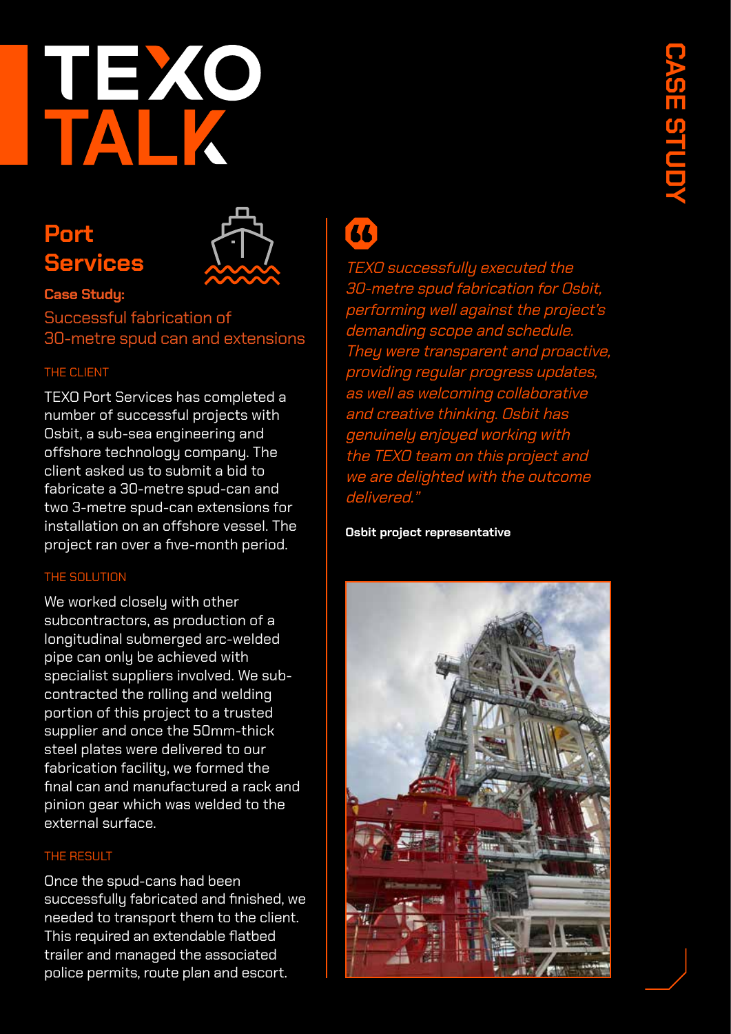# TEXO TALK

CASE STUDY

## Port Services

**Case Study:**

### Successful fabrication of 30-metre spud can and extensions

THE CLIENT

TEXO Port Services has completed a number of successful projects with Osbit, a sub-sea engineering and offshore technology company. The client asked us to submit a bid to fabricate a 30-metre spud-can and two 3-metre spud-can extensions for installation on an offshore vessel. The project ran over a five-month period.

THE SOLUTION

We worked closely with other subcontractors, as production of a longitudinal submerged arc-welded pipe can only be achieved with specialist suppliers involved. We sub-contracted the rolling and welding portion of this project to a trusted supplier and once the 50mm-thick steel plates were delivered to our fabrication facility, we formed the final can and manufactured a rack and pinion gear which was welded to the external surface.

THE RESULT

Once the spud-cans had been successfully fabricated and finished, we needed to transport them to the client. This required an extendable flatbed trailer and managed the associated police permits, route plan and escort.

*TEXO successfully executed the 30-metre spud fabrication for Osbit, performing well against the project's demanding scope and schedule. They were transparent and proactive, providing regular progress updates, as well as welcoming collaborative and creative thinking. Osbit has genuinely enjoyed working with the TEXO team on this project and we are delighted with the outcome delivered."*

**Osbit project representative**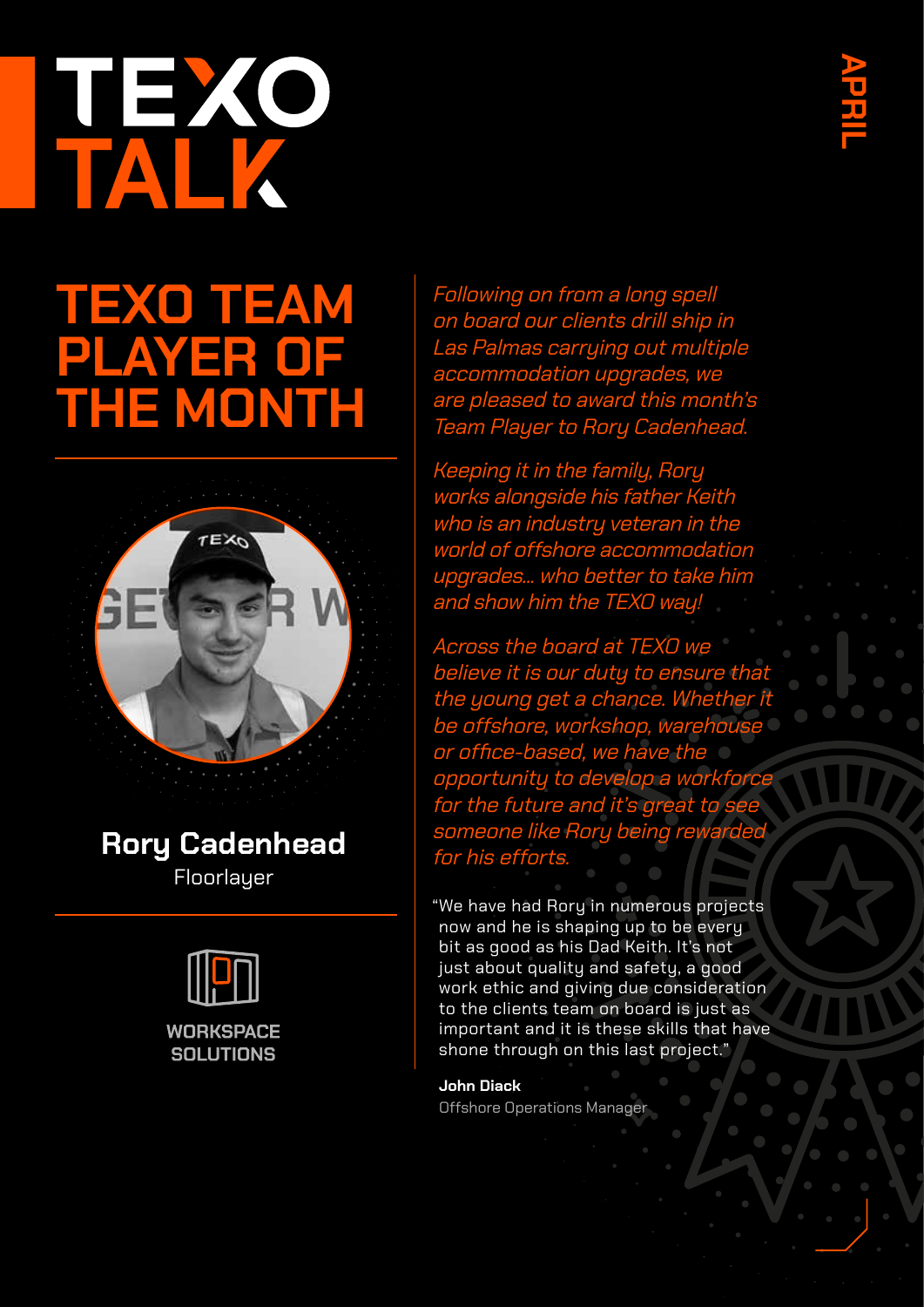# TEXO TALK

APRIL

## TEXO TEAM PLAYER OF THE MONTH

**Rory Cadenhead**
Floorlayer

WORKSPACE SOLUTIONS

*Following on from a long spell on board our clients drill ship in Las Palmas carrying out multiple accommodation upgrades, we are pleased to award this month's Team Player to Rory Cadenhead.*

*Keeping it in the family, Rory works alongside his father Keith who is an industry veteran in the world of offshore accommodation upgrades... who better to take him and show him the TEXO way!*

*Across the board at TEXO we believe it is our duty to ensure that the young get a chance. Whether it be offshore, workshop, warehouse or office-based, we have the opportunity to develop a workforce for the future and it's great to see someone like Rory being rewarded for his efforts.*

"We have had Rory in numerous projects now and he is shaping up to be every bit as good as his Dad Keith. It's not just about quality and safety, a good work ethic and giving due consideration to the clients team on board is just as important and it is these skills that have shone through on this last project."

**John Diack**
Offshore Operations Manager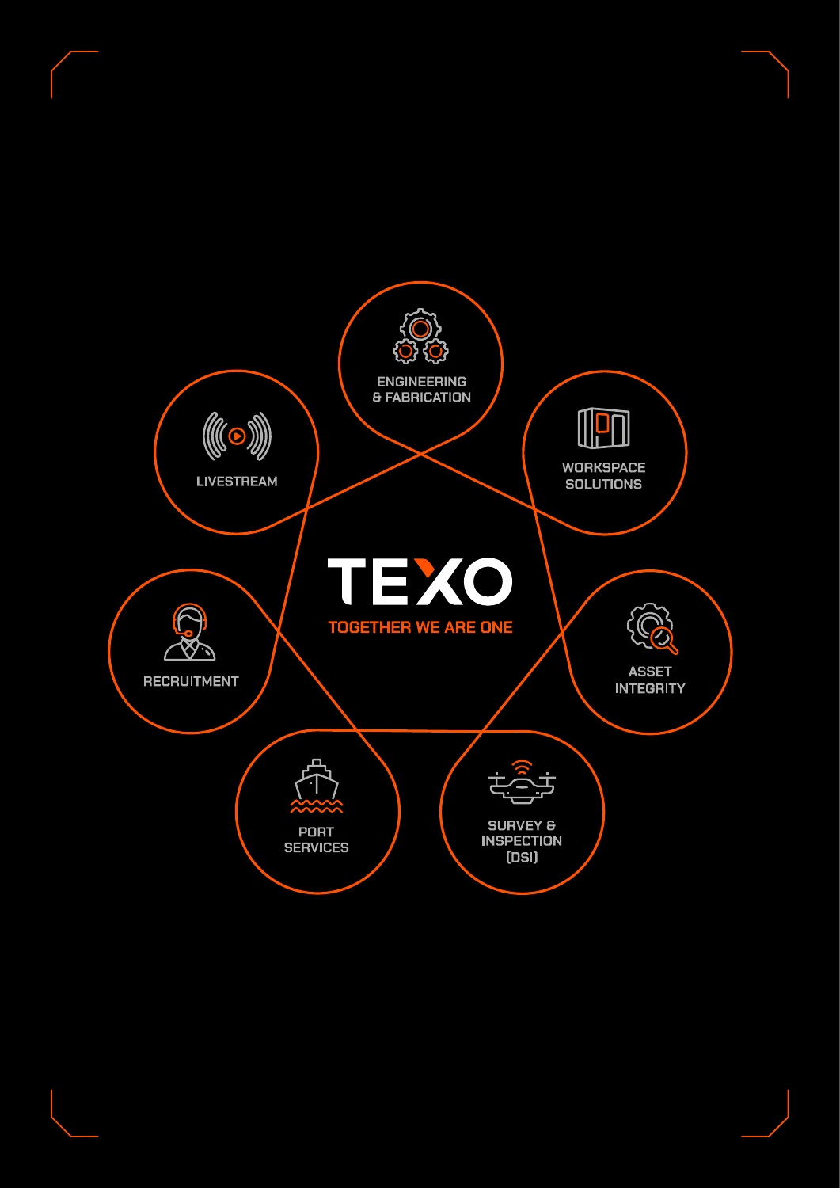# TEXO

TOGETHER WE ARE ONE

ENGINEERING & FABRICATION

WORKSPACE SOLUTIONS

ASSET INTEGRITY

SURVEY & INSPECTION (DSI)

PORT SERVICES

RECRUITMENT

LIVESTREAM